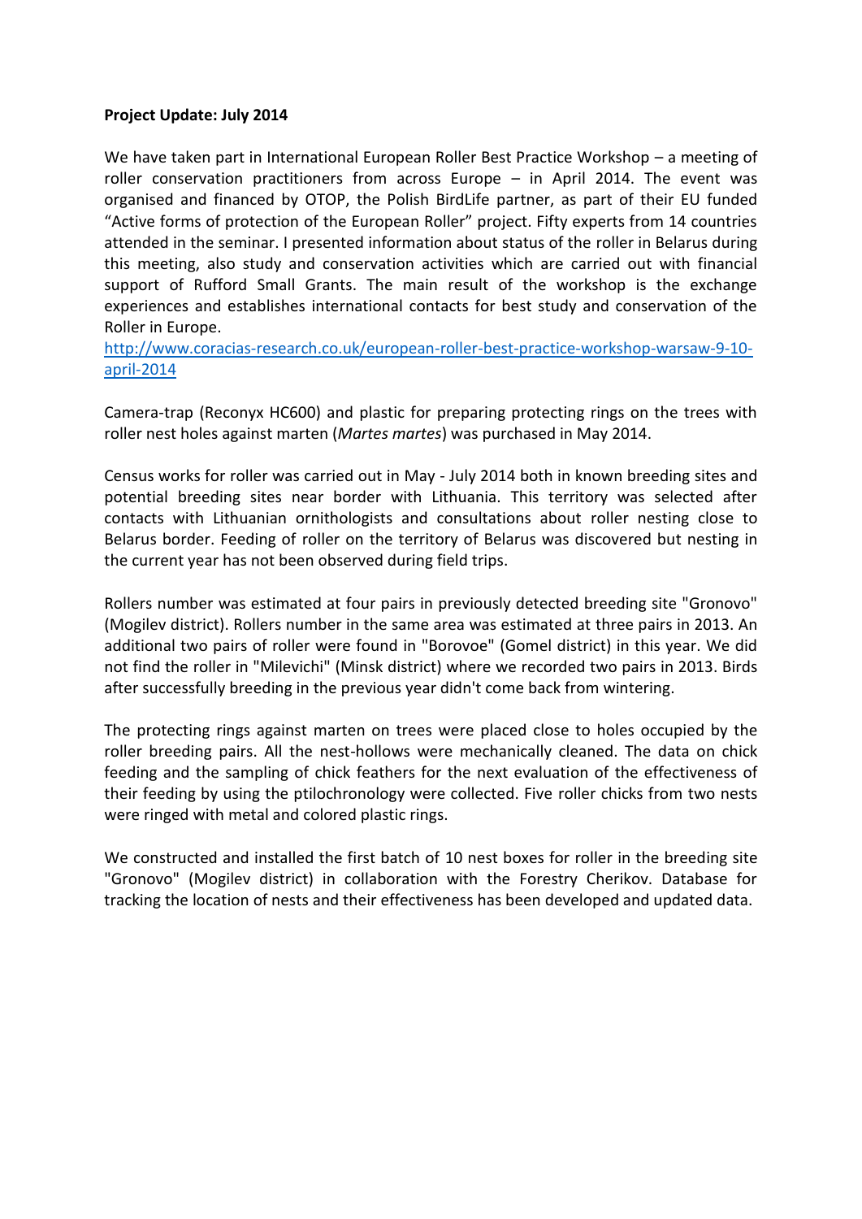**Project Update: July 2014**

We have taken part in International European Roller Best Practice Workshop – a meeting of roller conservation practitioners from across Europe – in April 2014. The event was organised and financed by OTOP, the Polish BirdLife partner, as part of their EU funded "Active forms of protection of the European Roller" project. Fifty experts from 14 countries attended in the seminar. I presented information about status of the roller in Belarus during this meeting, also study and conservation activities which are carried out with financial support of Rufford Small Grants. The main result of the workshop is the exchange experiences and establishes international contacts for best study and conservation of the Roller in Europe.
http://www.coracias-research.co.uk/european-roller-best-practice-workshop-warsaw-9-10-april-2014

Camera-trap (Reconyx HC600) and plastic for preparing protecting rings on the trees with roller nest holes against marten (*Martes martes*) was purchased in May 2014.

Census works for roller was carried out in May - July 2014 both in known breeding sites and potential breeding sites near border with Lithuania. This territory was selected after contacts with Lithuanian ornithologists and consultations about roller nesting close to Belarus border. Feeding of roller on the territory of Belarus was discovered but nesting in the current year has not been observed during field trips.

Rollers number was estimated at four pairs in previously detected breeding site "Gronovo" (Mogilev district). Rollers number in the same area was estimated at three pairs in 2013. An additional two pairs of roller were found in "Borovoe" (Gomel district) in this year. We did not find the roller in "Milevichi" (Minsk district) where we recorded two pairs in 2013. Birds after successfully breeding in the previous year didn't come back from wintering.

The protecting rings against marten on trees were placed close to holes occupied by the roller breeding pairs. All the nest-hollows were mechanically cleaned. The data on chick feeding and the sampling of chick feathers for the next evaluation of the effectiveness of their feeding by using the ptilochronology were collected. Five roller chicks from two nests were ringed with metal and colored plastic rings.

We constructed and installed the first batch of 10 nest boxes for roller in the breeding site "Gronovo" (Mogilev district) in collaboration with the Forestry Cherikov. Database for tracking the location of nests and their effectiveness has been developed and updated data.